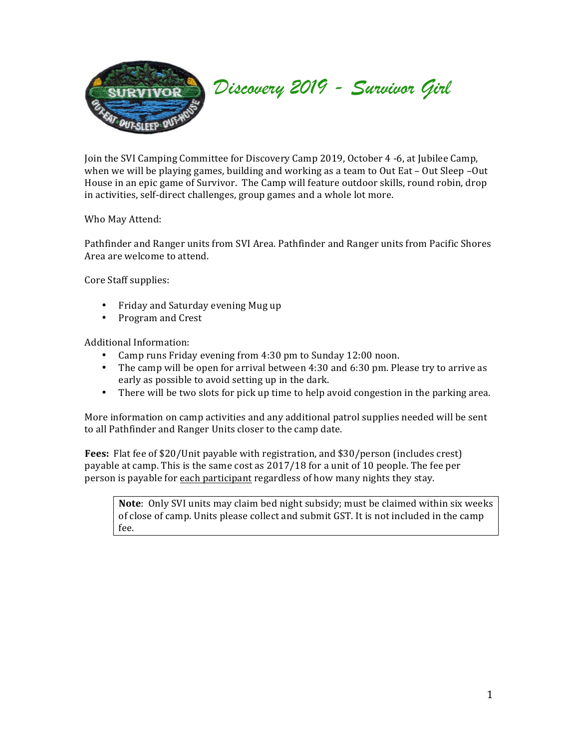# *Discovery 2019 - Survivor Girl*

Join the SVI Camping Committee for Discovery Camp 2019, October 4 -6, at Jubilee Camp, when we will be playing games, building and working as a team to Out Eat – Out Sleep –Out House in an epic game of Survivor. The Camp will feature outdoor skills, round robin, drop in activities, self-direct challenges, group games and a whole lot more.

Who May Attend:

Pathfinder and Ranger units from SVI Area. Pathfinder and Ranger units from Pacific Shores Area are welcome to attend.

Core Staff supplies:

- Friday and Saturday evening Mug up
- Program and Crest

Additional Information:

- Camp runs Friday evening from 4:30 pm to Sunday 12:00 noon.
- The camp will be open for arrival between 4:30 and 6:30 pm. Please try to arrive as early as possible to avoid setting up in the dark.
- There will be two slots for pick up time to help avoid congestion in the parking area.

More information on camp activities and any additional patrol supplies needed will be sent to all Pathfinder and Ranger Units closer to the camp date.

**Fees:** Flat fee of $20/Unit payable with registration, and $30/person (includes crest) payable at camp. This is the same cost as 2017/18 for a unit of 10 people. The fee per person is payable for <u>each participant</u> regardless of how many nights they stay.

> **Note**: Only SVI units may claim bed night subsidy; must be claimed within six weeks of close of camp. Units please collect and submit GST. It is not included in the camp fee.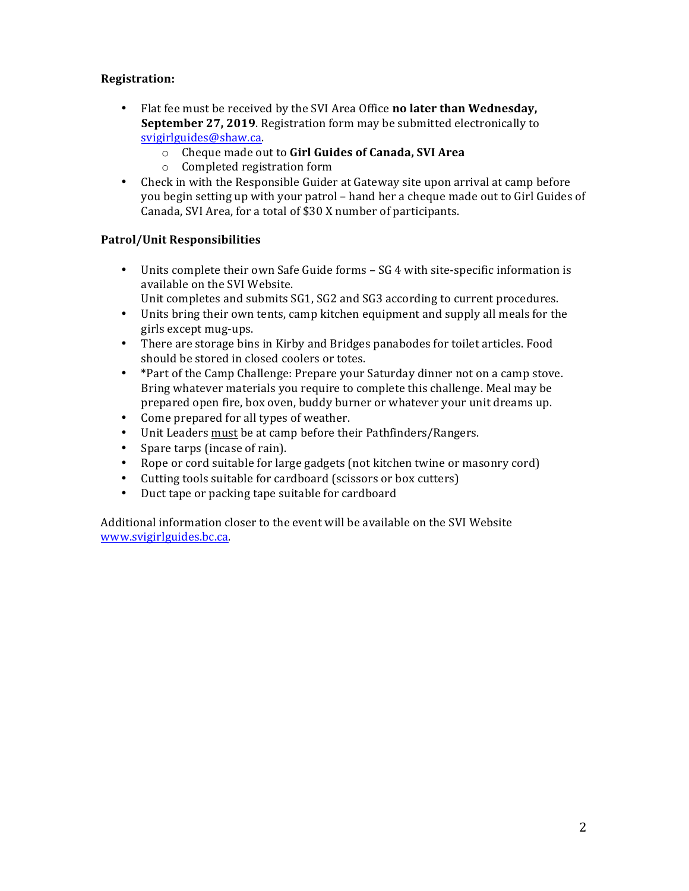**Registration:**

- Flat fee must be received by the SVI Area Office **no later than Wednesday, September 27, 2019**. Registration form may be submitted electronically to svigirlguides@shaw.ca.
  - Cheque made out to **Girl Guides of Canada, SVI Area**
  - Completed registration form
- Check in with the Responsible Guider at Gateway site upon arrival at camp before you begin setting up with your patrol – hand her a cheque made out to Girl Guides of Canada, SVI Area, for a total of $30 X number of participants.

**Patrol/Unit Responsibilities**

- Units complete their own Safe Guide forms – SG 4 with site-specific information is available on the SVI Website.
  Unit completes and submits SG1, SG2 and SG3 according to current procedures.
- Units bring their own tents, camp kitchen equipment and supply all meals for the girls except mug-ups.
- There are storage bins in Kirby and Bridges panabodes for toilet articles. Food should be stored in closed coolers or totes.
- *Part of the Camp Challenge: Prepare your Saturday dinner not on a camp stove. Bring whatever materials you require to complete this challenge. Meal may be prepared open fire, box oven, buddy burner or whatever your unit dreams up.
- Come prepared for all types of weather.
- Unit Leaders <u>must</u> be at camp before their Pathfinders/Rangers.
- Spare tarps (incase of rain).
- Rope or cord suitable for large gadgets (not kitchen twine or masonry cord)
- Cutting tools suitable for cardboard (scissors or box cutters)
- Duct tape or packing tape suitable for cardboard

Additional information closer to the event will be available on the SVI Website www.svigirlguides.bc.ca.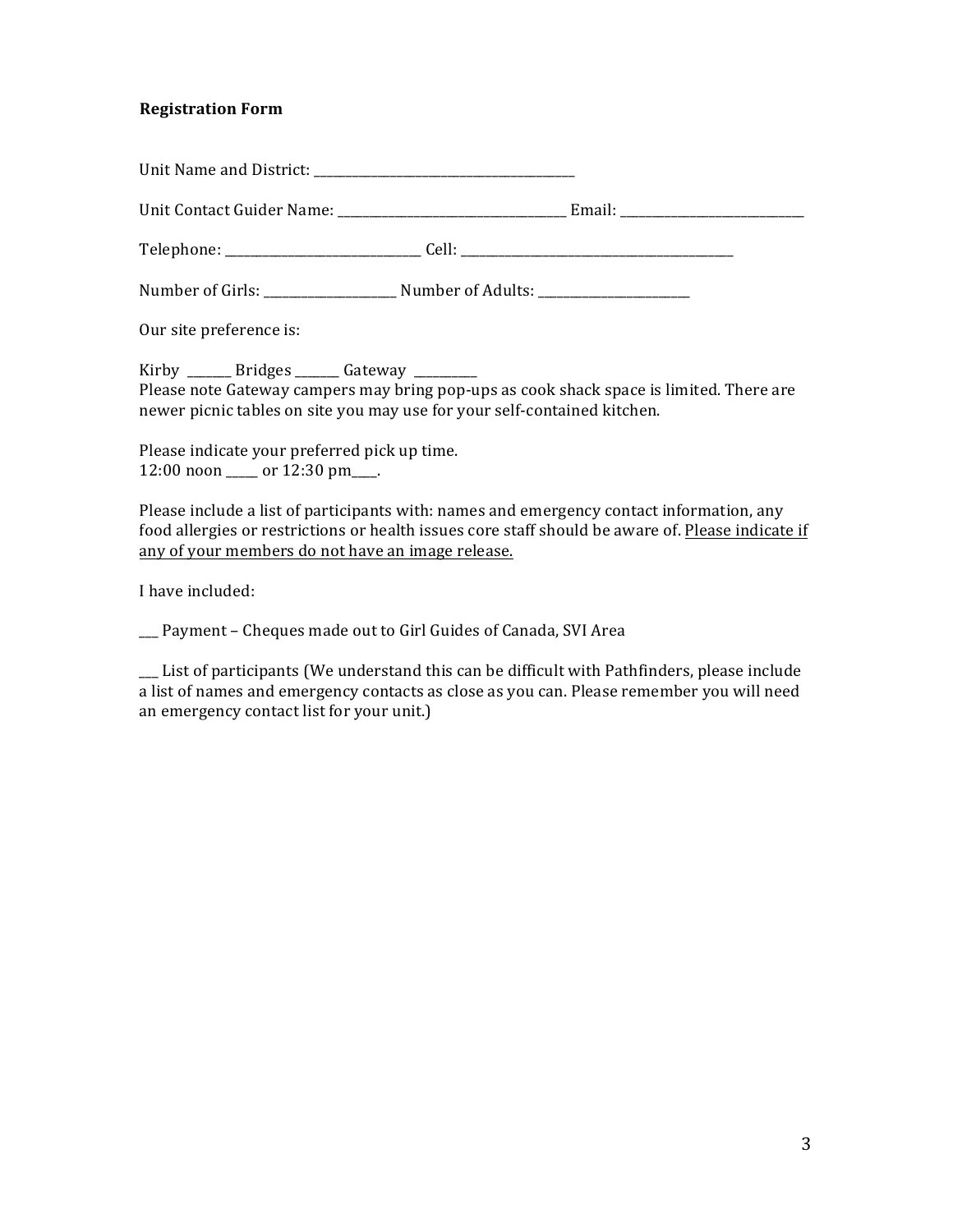**Registration Form**

Unit Name and District: ___________________________________________

Unit Contact Guider Name: _____________________________________ Email: ______________________________

Telephone: ________________________________ Cell: ______________________________________________

Number of Girls: _____________________ Number of Adults: _________________________

Our site preference is:

Kirby _______ Bridges _______ Gateway __________
Please note Gateway campers may bring pop-ups as cook shack space is limited. There are newer picnic tables on site you may use for your self-contained kitchen.

Please indicate your preferred pick up time.
12:00 noon _____ or 12:30 pm____.

Please include a list of participants with: names and emergency contact information, any food allergies or restrictions or health issues core staff should be aware of. <u>Please indicate if any of your members do not have an image release.</u>

I have included:

___ Payment – Cheques made out to Girl Guides of Canada, SVI Area

___ List of participants (We understand this can be difficult with Pathfinders, please include a list of names and emergency contacts as close as you can. Please remember you will need an emergency contact list for your unit.)